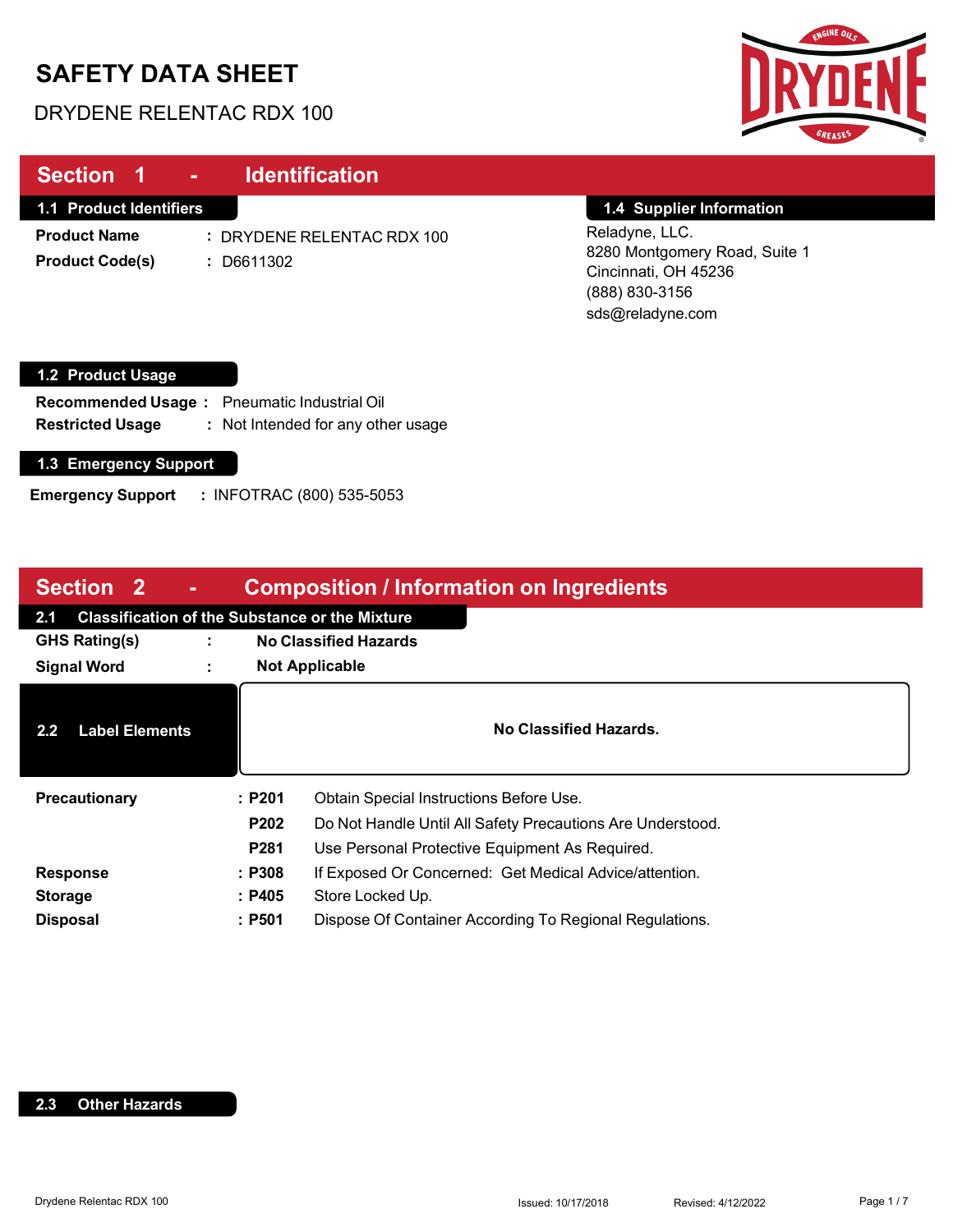# SAFETY DATA SHEET

DRYDENE RELENTAC RDX 100

## Section 1 - Identification

### 1.1 Product Identifiers

**Product Name** : DRYDENE RELENTAC RDX 100

**Product Code(s)** : D6611302

### 1.4 Supplier Information

Reladyne, LLC.
8280 Montgomery Road, Suite 1
Cincinnati, OH 45236
(888) 830-3156
sds@reladyne.com

### 1.2 Product Usage

**Recommended Usage** : Pneumatic Industrial Oil

**Restricted Usage** : Not Intended for any other usage

### 1.3 Emergency Support

**Emergency Support** : INFOTRAC (800) 535-5053

## Section 2 - Composition / Information on Ingredients

### 2.1 Classification of the Substance or the Mixture

**GHS Rating(s)** : **No Classified Hazards**

**Signal Word** : **Not Applicable**

### 2.2 Label Elements

**No Classified Hazards.**

| | | |
|---|---|---|
| **Precautionary** | : **P201** | Obtain Special Instructions Before Use. |
| | **P202** | Do Not Handle Until All Safety Precautions Are Understood. |
| | **P281** | Use Personal Protective Equipment As Required. |
| **Response** | : **P308** | If Exposed Or Concerned: Get Medical Advice/attention. |
| **Storage** | : **P405** | Store Locked Up. |
| **Disposal** | : **P501** | Dispose Of Container According To Regional Regulations. |

### 2.3 Other Hazards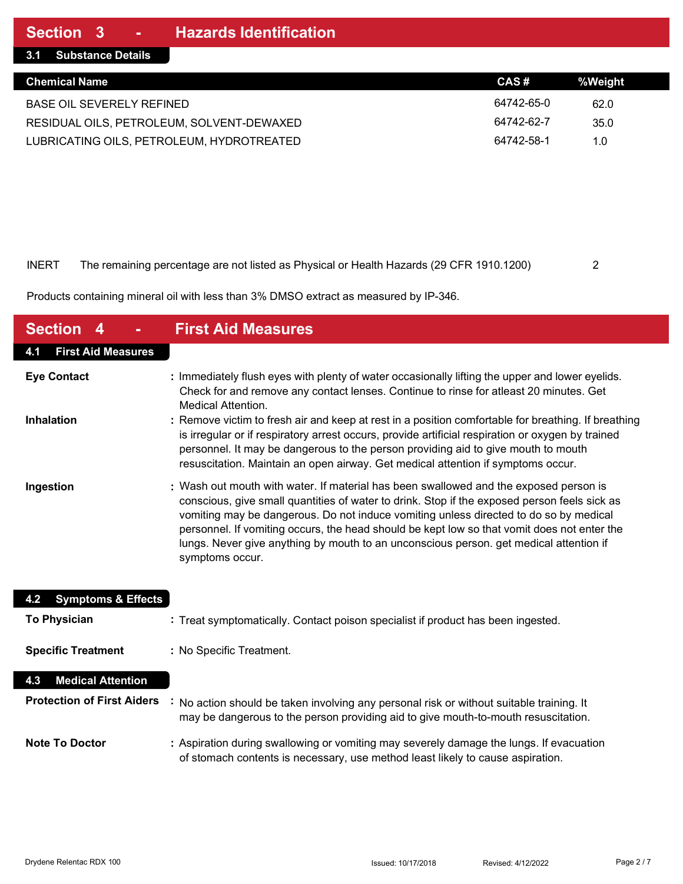## Section 3 - Hazards Identification

### 3.1 Substance Details

| Chemical Name | CAS # | %Weight |
|---|---|---|
| BASE OIL SEVERELY REFINED | 64742-65-0 | 62.0 |
| RESIDUAL OILS, PETROLEUM, SOLVENT-DEWAXED | 64742-62-7 | 35.0 |
| LUBRICATING OILS, PETROLEUM, HYDROTREATED | 64742-58-1 | 1.0 |
| INERT The remaining percentage are not listed as Physical or Health Hazards (29 CFR 1910.1200) | | 2 |

Products containing mineral oil with less than 3% DMSO extract as measured by IP-346.

## Section 4 - First Aid Measures

### 4.1 First Aid Measures

**Eye Contact** : Immediately flush eyes with plenty of water occasionally lifting the upper and lower eyelids. Check for and remove any contact lenses. Continue to rinse for atleast 20 minutes. Get Medical Attention.

**Inhalation** : Remove victim to fresh air and keep at rest in a position comfortable for breathing. If breathing is irregular or if respiratory arrest occurs, provide artificial respiration or oxygen by trained personnel. It may be dangerous to the person providing aid to give mouth to mouth resuscitation. Maintain an open airway. Get medical attention if symptoms occur.

**Ingestion** : Wash out mouth with water. If material has been swallowed and the exposed person is conscious, give small quantities of water to drink. Stop if the exposed person feels sick as vomiting may be dangerous. Do not induce vomiting unless directed to do so by medical personnel. If vomiting occurs, the head should be kept low so that vomit does not enter the lungs. Never give anything by mouth to an unconscious person. get medical attention if symptoms occur.

### 4.2 Symptoms & Effects

**To Physician** : Treat symptomatically. Contact poison specialist if product has been ingested.

**Specific Treatment** : No Specific Treatment.

### 4.3 Medical Attention

**Protection of First Aiders** : No action should be taken involving any personal risk or without suitable training. It may be dangerous to the person providing aid to give mouth-to-mouth resuscitation.

**Note To Doctor** : Aspiration during swallowing or vomiting may severely damage the lungs. If evacuation of stomach contents is necessary, use method least likely to cause aspiration.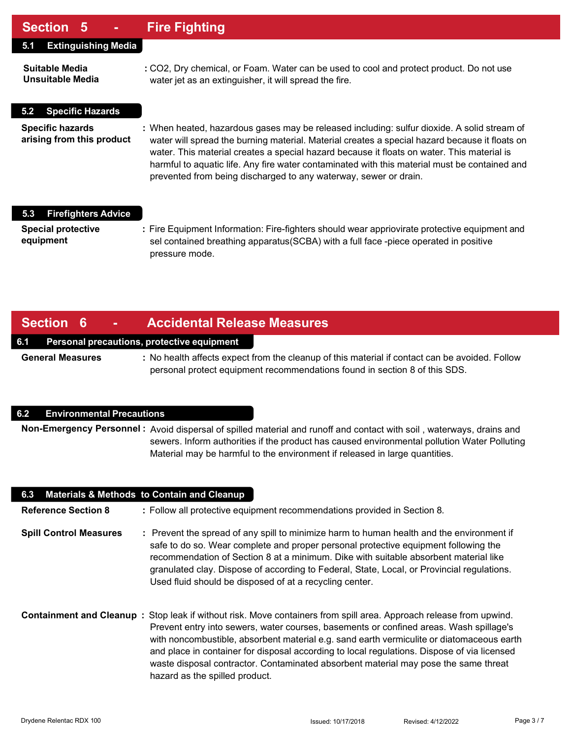## Section 5 - Fire Fighting

### 5.1 Extinguishing Media

**Suitable Media**
**Unsuitable Media**

: $CO_2$, Dry chemical, or Foam. Water can be used to cool and protect product. Do not use water jet as an extinguisher, it will spread the fire.

### 5.2 Specific Hazards

**Specific hazards arising from this product** : When heated, hazardous gases may be released including: sulfur dioxide. A solid stream of water will spread the burning material. Material creates a special hazard because it floats on water. This material creates a special hazard because it floats on water. This material is harmful to aquatic life. Any fire water contaminated with this material must be contained and prevented from being discharged to any waterway, sewer or drain.

### 5.3 Firefighters Advice

**Special protective equipment** : Fire Equipment Information: Fire-fighters should wear appriovirate protective equipment and sel contained breathing apparatus(SCBA) with a full face -piece operated in positive pressure mode.

## Section 6 - Accidental Release Measures

### 6.1 Personal precautions, protective equipment

**General Measures** : No health affects expect from the cleanup of this material if contact can be avoided. Follow personal protect equipment recommendations found in section 8 of this SDS.

### 6.2 Environmental Precautions

**Non-Emergency Personnel** : Avoid dispersal of spilled material and runoff and contact with soil , waterways, drains and sewers. Inform authorities if the product has caused environmental pollution Water Polluting Material may be harmful to the environment if released in large quantities.

### 6.3 Materials & Methods to Contain and Cleanup

**Reference Section 8** : Follow all protective equipment recommendations provided in Section 8.

**Spill Control Measures** : Prevent the spread of any spill to minimize harm to human health and the environment if safe to do so. Wear complete and proper personal protective equipment following the recommendation of Section 8 at a minimum. Dike with suitable absorbent material like granulated clay. Dispose of according to Federal, State, Local, or Provincial regulations. Used fluid should be disposed of at a recycling center.

**Containment and Cleanup** : Stop leak if without risk. Move containers from spill area. Approach release from upwind. Prevent entry into sewers, water courses, basements or confined areas. Wash spillage's with noncombustible, absorbent material e.g. sand earth vermiculite or diatomaceous earth and place in container for disposal according to local regulations. Dispose of via licensed waste disposal contractor. Contaminated absorbent material may pose the same threat hazard as the spilled product.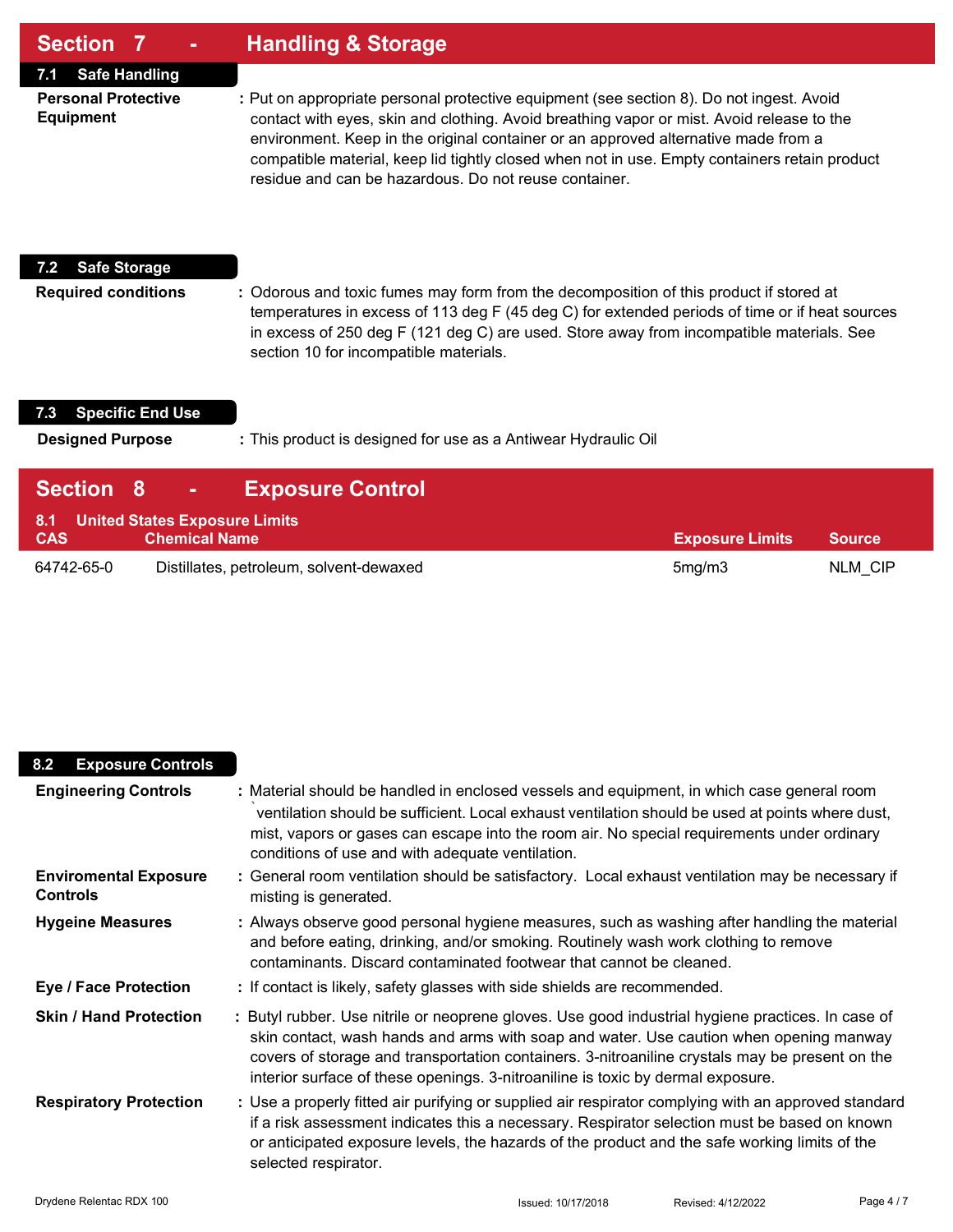## Section 7 - Handling & Storage

### 7.1 Safe Handling

**Personal Protective Equipment** : Put on appropriate personal protective equipment (see section 8). Do not ingest. Avoid contact with eyes, skin and clothing. Avoid breathing vapor or mist. Avoid release to the environment. Keep in the original container or an approved alternative made from a compatible material, keep lid tightly closed when not in use. Empty containers retain product residue and can be hazardous. Do not reuse container.

### 7.2 Safe Storage

**Required conditions** : Odorous and toxic fumes may form from the decomposition of this product if stored at temperatures in excess of 113 deg F (45 deg C) for extended periods of time or if heat sources in excess of 250 deg F (121 deg C) are used. Store away from incompatible materials. See section 10 for incompatible materials.

### 7.3 Specific End Use

**Designed Purpose** : This product is designed for use as a Antiwear Hydraulic Oil

## Section 8 - Exposure Control

### 8.1 United States Exposure Limits

| CAS | Chemical Name | Exposure Limits | Source |
|---|---|---|---|
| 64742-65-0 | Distillates, petroleum, solvent-dewaxed | 5mg/m3 | NLM_CIP |

### 8.2 Exposure Controls

**Engineering Controls** : Material should be handled in enclosed vessels and equipment, in which case general room `ventilation should be sufficient. Local exhaust ventilation should be used at points where dust, mist, vapors or gases can escape into the room air. No special requirements under ordinary conditions of use and with adequate ventilation.

**Enviromental Exposure Controls** : General room ventilation should be satisfactory. Local exhaust ventilation may be necessary if misting is generated.

**Hygeine Measures** : Always observe good personal hygiene measures, such as washing after handling the material and before eating, drinking, and/or smoking. Routinely wash work clothing to remove contaminants. Discard contaminated footwear that cannot be cleaned.

**Eye / Face Protection** : If contact is likely, safety glasses with side shields are recommended.

**Skin / Hand Protection** : Butyl rubber. Use nitrile or neoprene gloves. Use good industrial hygiene practices. In case of skin contact, wash hands and arms with soap and water. Use caution when opening manway covers of storage and transportation containers. 3-nitroaniline crystals may be present on the interior surface of these openings. 3-nitroaniline is toxic by dermal exposure.

**Respiratory Protection** : Use a properly fitted air purifying or supplied air respirator complying with an approved standard if a risk assessment indicates this a necessary. Respirator selection must be based on known or anticipated exposure levels, the hazards of the product and the safe working limits of the selected respirator.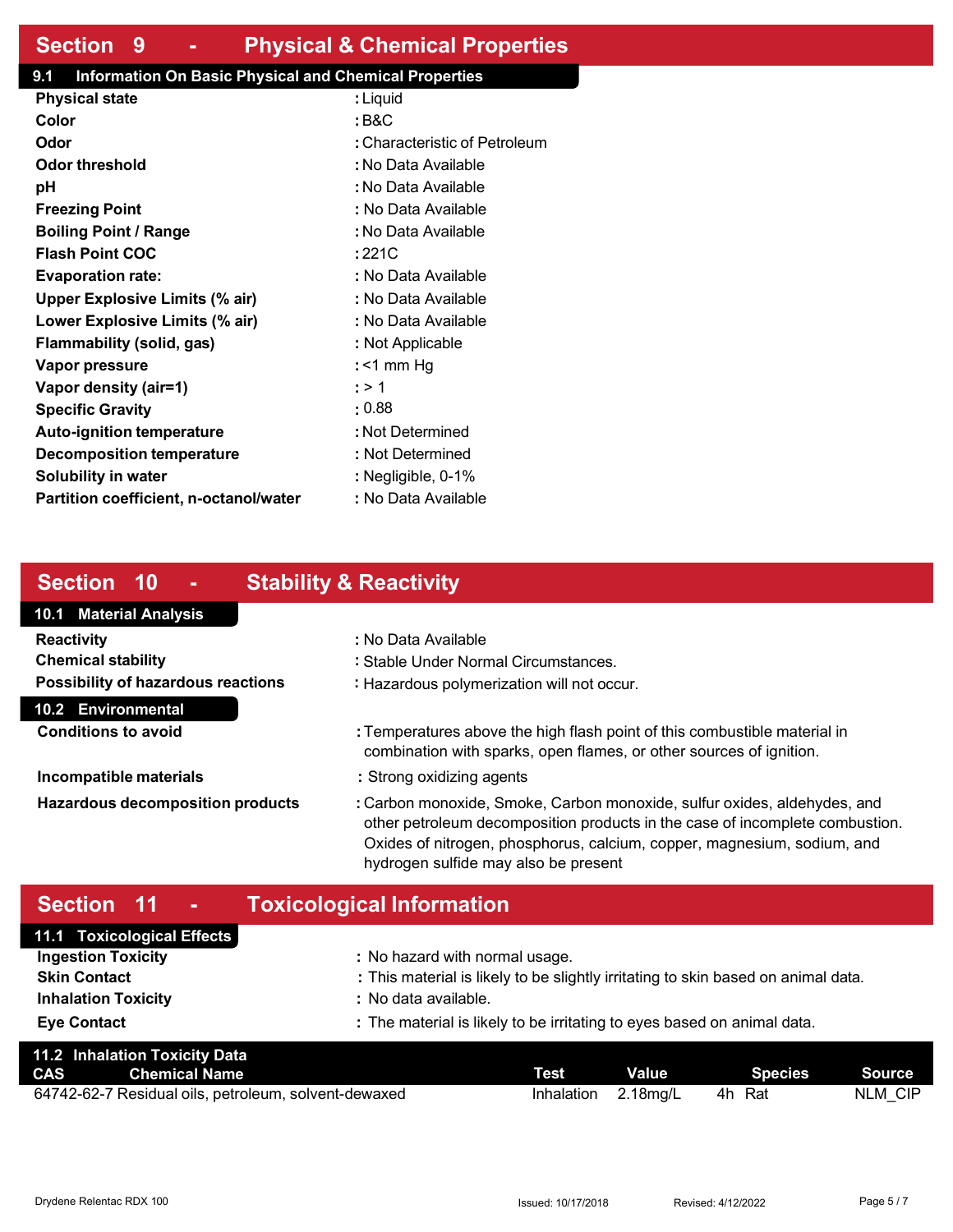## Section 9 - Physical & Chemical Properties

### 9.1 Information On Basic Physical and Chemical Properties

| | |
|---|---|
| **Physical state** | : Liquid |
| **Color** | : B&C |
| **Odor** | : Characteristic of Petroleum |
| **Odor threshold** | : No Data Available |
| **pH** | : No Data Available |
| **Freezing Point** | : No Data Available |
| **Boiling Point / Range** | : No Data Available |
| **Flash Point COC** | : 221C |
| **Evaporation rate:** | : No Data Available |
| **Upper Explosive Limits (% air)** | : No Data Available |
| **Lower Explosive Limits (% air)** | : No Data Available |
| **Flammability (solid, gas)** | : Not Applicable |
| **Vapor pressure** | : <1 mm Hg |
| **Vapor density (air=1)** | : > 1 |
| **Specific Gravity** | : 0.88 |
| **Auto-ignition temperature** | : Not Determined |
| **Decomposition temperature** | : Not Determined |
| **Solubility in water** | : Negligible, 0-1% |
| **Partition coefficient, n-octanol/water** | : No Data Available |

## Section 10 - Stability & Reactivity

### 10.1 Material Analysis

| | |
|---|---|
| **Reactivity** | : No Data Available |
| **Chemical stability** | : Stable Under Normal Circumstances. |
| **Possibility of hazardous reactions** | : Hazardous polymerization will not occur. |

### 10.2 Environmental

| | |
|---|---|
| **Conditions to avoid** | : Temperatures above the high flash point of this combustible material in combination with sparks, open flames, or other sources of ignition. |
| **Incompatible materials** | : Strong oxidizing agents |
| **Hazardous decomposition products** | : Carbon monoxide, Smoke, Carbon monoxide, sulfur oxides, aldehydes, and other petroleum decomposition products in the case of incomplete combustion. Oxides of nitrogen, phosphorus, calcium, copper, magnesium, sodium, and hydrogen sulfide may also be present |

## Section 11 - Toxicological Information

### 11.1 Toxicological Effects

| | |
|---|---|
| **Ingestion Toxicity** | : No hazard with normal usage. |
| **Skin Contact** | : This material is likely to be slightly irritating to skin based on animal data. |
| **Inhalation Toxicity** | : No data available. |
| **Eye Contact** | : The material is likely to be irritating to eyes based on animal data. |

### 11.2 Inhalation Toxicity Data

| CAS | Chemical Name | Test | Value | Species | Source |
|---|---|---|---|---|---|
| 64742-62-7 | Residual oils, petroleum, solvent-dewaxed | Inhalation | 2.18mg/L | 4h Rat | NLM_CIP |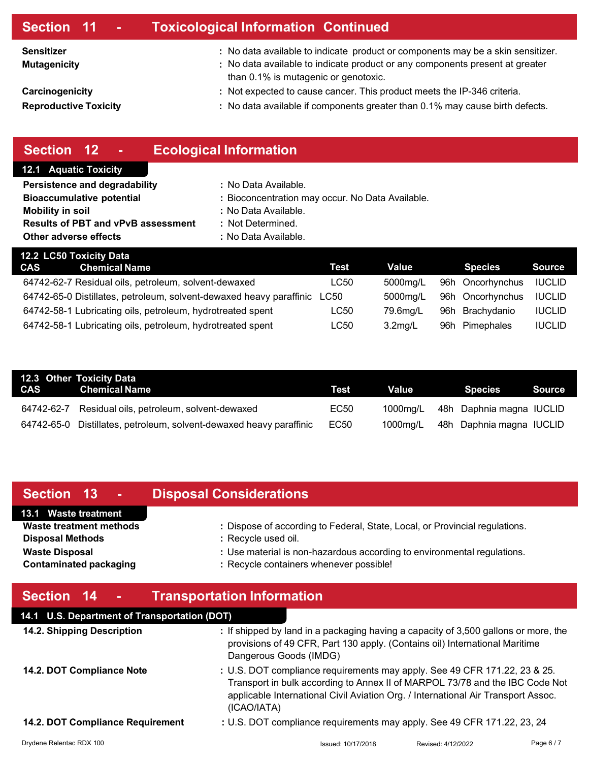## Section 11 - Toxicological Information Continued

**Sensitizer** : No data available to indicate product or components may be a skin sensitizer.

**Mutagenicity** : No data available to indicate product or any components present at greater than 0.1% is mutagenic or genotoxic.

**Carcinogenicity** : Not expected to cause cancer. This product meets the IP-346 criteria.

**Reproductive Toxicity** : No data available if components greater than 0.1% may cause birth defects.

## Section 12 - Ecological Information

### 12.1 Aquatic Toxicity

**Persistence and degradability** : No Data Available.

**Bioaccumulative potential** : Bioconcentration may occur. No Data Available.

**Mobility in soil** : No Data Available.

**Results of PBT and vPvB assessment** : Not Determined.

**Other adverse effects** : No Data Available.

### 12.2 LC50 Toxicity Data

| CAS | Chemical Name | Test | Value | | Species | Source |
|---|---|---|---|---|---|---|
| 64742-62-7 | Residual oils, petroleum, solvent-dewaxed | LC50 | 5000mg/L | 96h | Oncorhynchus | IUCLID |
| 64742-65-0 | Distillates, petroleum, solvent-dewaxed heavy paraffinic | LC50 | 5000mg/L | 96h | Oncorhynchus | IUCLID |
| 64742-58-1 | Lubricating oils, petroleum, hydrotreated spent | LC50 | 79.6mg/L | 96h | Brachydanio | IUCLID |
| 64742-58-1 | Lubricating oils, petroleum, hydrotreated spent | LC50 | 3.2mg/L | 96h | Pimephales | IUCLID |

### 12.3 Other Toxicity Data

| CAS | Chemical Name | Test | Value | | Species | Source |
|---|---|---|---|---|---|---|
| 64742-62-7 | Residual oils, petroleum, solvent-dewaxed | EC50 | 1000mg/L | 48h | Daphnia magna | IUCLID |
| 64742-65-0 | Distillates, petroleum, solvent-dewaxed heavy paraffinic | EC50 | 1000mg/L | 48h | Daphnia magna | IUCLID |

## Section 13 - Disposal Considerations

### 13.1 Waste treatment

**Waste treatment methods** : Dispose of according to Federal, State, Local, or Provincial regulations.

**Disposal Methods** : Recycle used oil.

**Waste Disposal** : Use material is non-hazardous according to environmental regulations.

**Contaminated packaging** : Recycle containers whenever possible!

## Section 14 - Transportation Information

### 14.1 U.S. Department of Transportation (DOT)

**14.2. Shipping Description** : If shipped by land in a packaging having a capacity of 3,500 gallons or more, the provisions of 49 CFR, Part 130 apply. (Contains oil) International Maritime Dangerous Goods (IMDG)

**14.2. DOT Compliance Note** : U.S. DOT compliance requirements may apply. See 49 CFR 171.22, 23 & 25. Transport in bulk according to Annex II of MARPOL 73/78 and the IBC Code Not applicable International Civil Aviation Org. / International Air Transport Assoc. (ICAO/IATA)

**14.2. DOT Compliance Requirement** : U.S. DOT compliance requirements may apply. See 49 CFR 171.22, 23, 24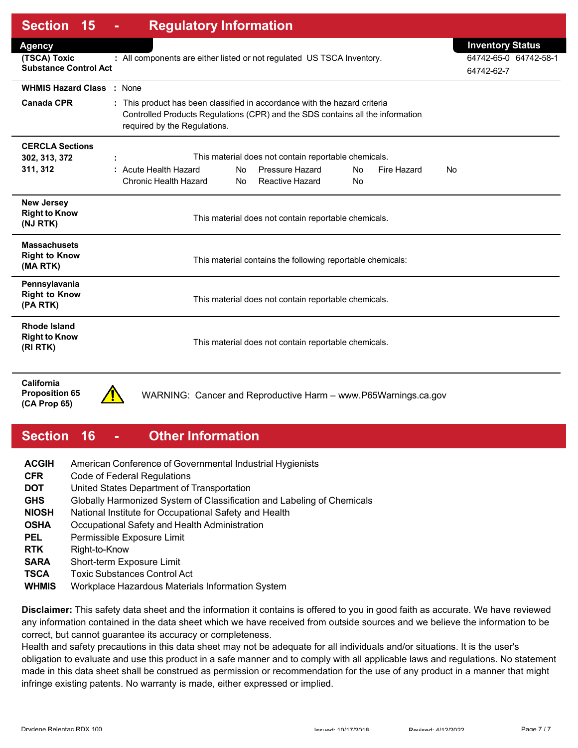## Section 15 - Regulatory Information

| Agency | | Inventory Status |
|---|---|---|
| (TSCA) Toxic Substance Control Act | : All components are either listed or not regulated US TSCA Inventory. | 64742-65-0 64742-58-1 64742-62-7 |

**WHMIS Hazard Class** : None

**Canada CPR** : This product has been classified in accordance with the hazard criteria Controlled Products Regulations (CPR) and the SDS contains all the information required by the Regulations.

**CERCLA Sections 302, 313, 372** : This material does not contain reportable chemicals.

**311, 312** :

| | | | | | |
|---|---|---|---|---|---|
| Acute Health Hazard | No | Pressure Hazard | No | Fire Hazard | No |
| Chronic Health Hazard | No | Reactive Hazard | No | | |

**New Jersey Right to Know (NJ RTK)**
This material does not contain reportable chemicals.

**Massachusets Right to Know (MA RTK)**
This material contains the following reportable chemicals:

**Pennsylavania Right to Know (PA RTK)**
This material does not contain reportable chemicals.

**Rhode Island Right to Know (RI RTK)**
This material does not contain reportable chemicals.

**California Proposition 65 (CA Prop 65)**
WARNING: Cancer and Reproductive Harm – www.P65Warnings.ca.gov

## Section 16 - Other Information

| | |
|---|---|
| **ACGIH** | American Conference of Governmental Industrial Hygienists |
| **CFR** | Code of Federal Regulations |
| **DOT** | United States Department of Transportation |
| **GHS** | Globally Harmonized System of Classification and Labeling of Chemicals |
| **NIOSH** | National Institute for Occupational Safety and Health |
| **OSHA** | Occupational Safety and Health Administration |
| **PEL** | Permissible Exposure Limit |
| **RTK** | Right-to-Know |
| **SARA** | Short-term Exposure Limit |
| **TSCA** | Toxic Substances Control Act |
| **WHMIS** | Workplace Hazardous Materials Information System |

**Disclaimer:** This safety data sheet and the information it contains is offered to you in good faith as accurate. We have reviewed any information contained in the data sheet which we have received from outside sources and we believe the information to be correct, but cannot guarantee its accuracy or completeness.
Health and safety precautions in this data sheet may not be adequate for all individuals and/or situations. It is the user's obligation to evaluate and use this product in a safe manner and to comply with all applicable laws and regulations. No statement made in this data sheet shall be construed as permission or recommendation for the use of any product in a manner that might infringe existing patents. No warranty is made, either expressed or implied.

Drydene Relentac RDX 100 Issued: 10/17/2018 Revised: 4/12/2022